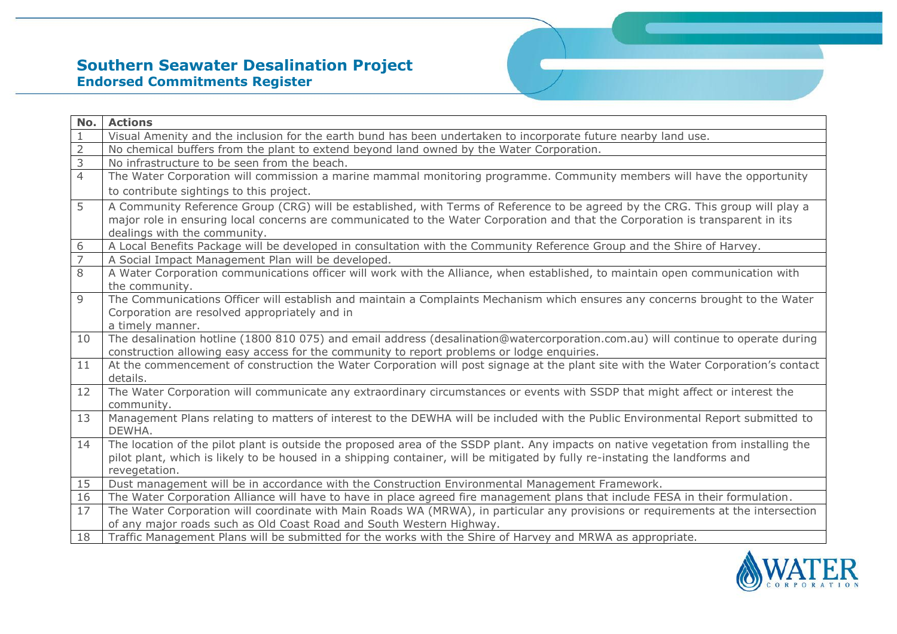# Southern Seawater Desalination Project

## Endorsed Commitments Register

| No. | Actions |
|---|---|
| 1 | Visual Amenity and the inclusion for the earth bund has been undertaken to incorporate future nearby land use. |
| 2 | No chemical buffers from the plant to extend beyond land owned by the Water Corporation. |
| 3 | No infrastructure to be seen from the beach. |
| 4 | The Water Corporation will commission a marine mammal monitoring programme. Community members will have the opportunity to contribute sightings to this project. |
| 5 | A Community Reference Group (CRG) will be established, with Terms of Reference to be agreed by the CRG. This group will play a major role in ensuring local concerns are communicated to the Water Corporation and that the Corporation is transparent in its dealings with the community. |
| 6 | A Local Benefits Package will be developed in consultation with the Community Reference Group and the Shire of Harvey. |
| 7 | A Social Impact Management Plan will be developed. |
| 8 | A Water Corporation communications officer will work with the Alliance, when established, to maintain open communication with the community. |
| 9 | The Communications Officer will establish and maintain a Complaints Mechanism which ensures any concerns brought to the Water Corporation are resolved appropriately and in a timely manner. |
| 10 | The desalination hotline (1800 810 075) and email address (desalination@watercorporation.com.au) will continue to operate during construction allowing easy access for the community to report problems or lodge enquiries. |
| 11 | At the commencement of construction the Water Corporation will post signage at the plant site with the Water Corporation's contact details. |
| 12 | The Water Corporation will communicate any extraordinary circumstances or events with SSDP that might affect or interest the community. |
| 13 | Management Plans relating to matters of interest to the DEWHA will be included with the Public Environmental Report submitted to DEWHA. |
| 14 | The location of the pilot plant is outside the proposed area of the SSDP plant. Any impacts on native vegetation from installing the pilot plant, which is likely to be housed in a shipping container, will be mitigated by fully re-instating the landforms and revegetation. |
| 15 | Dust management will be in accordance with the Construction Environmental Management Framework. |
| 16 | The Water Corporation Alliance will have to have in place agreed fire management plans that include FESA in their formulation. |
| 17 | The Water Corporation will coordinate with Main Roads WA (MRWA), in particular any provisions or requirements at the intersection of any major roads such as Old Coast Road and South Western Highway. |
| 18 | Traffic Management Plans will be submitted for the works with the Shire of Harvey and MRWA as appropriate. |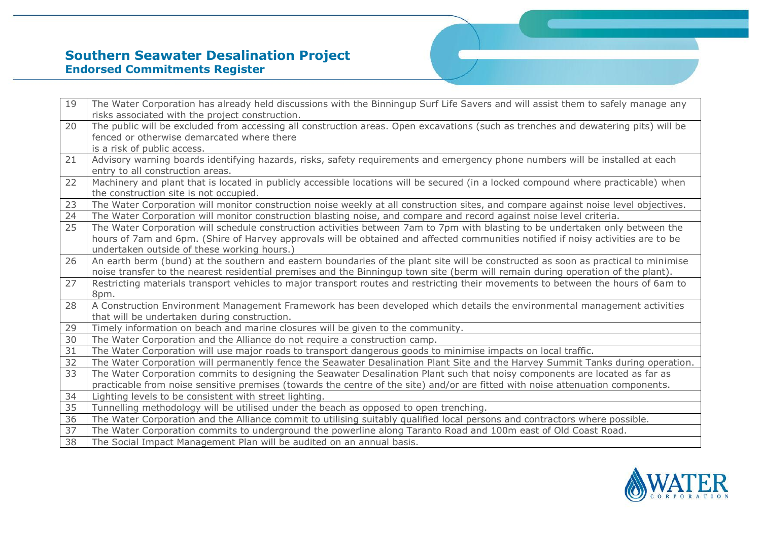## Southern Seawater Desalination Project

### Endorsed Commitments Register

| | |
|---|---|
| 19 | The Water Corporation has already held discussions with the Binningup Surf Life Savers and will assist them to safely manage any risks associated with the project construction. |
| 20 | The public will be excluded from accessing all construction areas. Open excavations (such as trenches and dewatering pits) will be fenced or otherwise demarcated where there is a risk of public access. |
| 21 | Advisory warning boards identifying hazards, risks, safety requirements and emergency phone numbers will be installed at each entry to all construction areas. |
| 22 | Machinery and plant that is located in publicly accessible locations will be secured (in a locked compound where practicable) when the construction site is not occupied. |
| 23 | The Water Corporation will monitor construction noise weekly at all construction sites, and compare against noise level objectives. |
| 24 | The Water Corporation will monitor construction blasting noise, and compare and record against noise level criteria. |
| 25 | The Water Corporation will schedule construction activities between 7am to 7pm with blasting to be undertaken only between the hours of 7am and 6pm. (Shire of Harvey approvals will be obtained and affected communities notified if noisy activities are to be undertaken outside of these working hours.) |
| 26 | An earth berm (bund) at the southern and eastern boundaries of the plant site will be constructed as soon as practical to minimise noise transfer to the nearest residential premises and the Binningup town site (berm will remain during operation of the plant). |
| 27 | Restricting materials transport vehicles to major transport routes and restricting their movements to between the hours of 6am to 8pm. |
| 28 | A Construction Environment Management Framework has been developed which details the environmental management activities that will be undertaken during construction. |
| 29 | Timely information on beach and marine closures will be given to the community. |
| 30 | The Water Corporation and the Alliance do not require a construction camp. |
| 31 | The Water Corporation will use major roads to transport dangerous goods to minimise impacts on local traffic. |
| 32 | The Water Corporation will permanently fence the Seawater Desalination Plant Site and the Harvey Summit Tanks during operation. |
| 33 | The Water Corporation commits to designing the Seawater Desalination Plant such that noisy components are located as far as practicable from noise sensitive premises (towards the centre of the site) and/or are fitted with noise attenuation components. |
| 34 | Lighting levels to be consistent with street lighting. |
| 35 | Tunnelling methodology will be utilised under the beach as opposed to open trenching. |
| 36 | The Water Corporation and the Alliance commit to utilising suitably qualified local persons and contractors where possible. |
| 37 | The Water Corporation commits to underground the powerline along Taranto Road and 100m east of Old Coast Road. |
| 38 | The Social Impact Management Plan will be audited on an annual basis. |